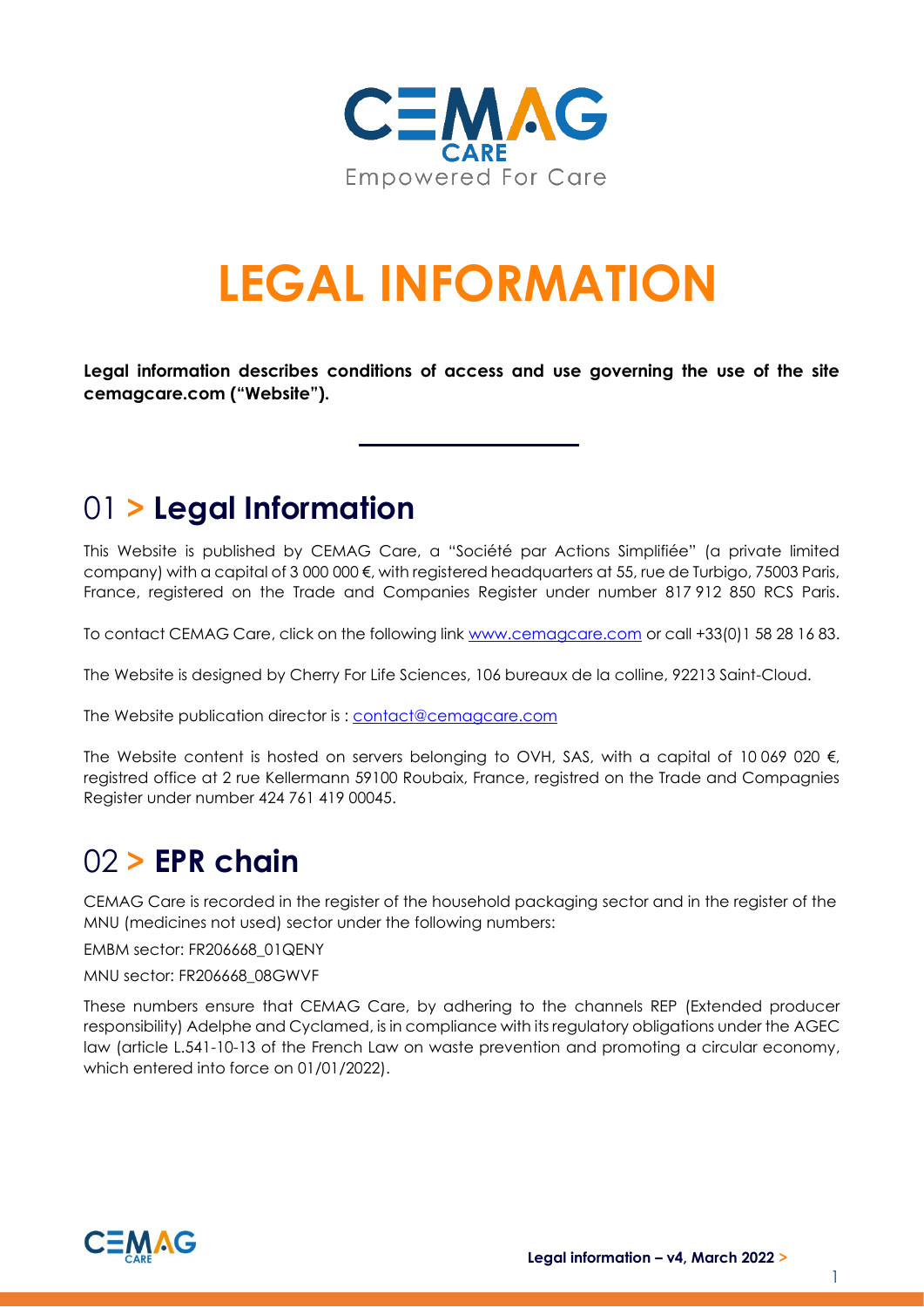# LEGAL INFORMATION

**Legal information describes conditions of access and use governing the use of the site cemagcare.com ("Website").**

## 01 > **Legal Information**

This Website is published by CEMAG Care, a "Société par Actions Simplifiée" (a private limited company) with a capital of 3 000 000 €, with registered headquarters at 55, rue de Turbigo, 75003 Paris, France, registered on the Trade and Companies Register under number 817 912 850 RCS Paris.

To contact CEMAG Care, click on the following link [www.cemagcare.com](www.cemagcare.com) or call +33(0)1 58 28 16 83.

The Website is designed by Cherry For Life Sciences, 106 bureaux de la colline, 92213 Saint-Cloud.

The Website publication director is : [contact@cemagcare.com](mailto:contact@cemagcare.com)

The Website content is hosted on servers belonging to OVH, SAS, with a capital of 10 069 020 €, registred office at 2 rue Kellermann 59100 Roubaix, France, registred on the Trade and Compagnies Register under number 424 761 419 00045.

## 02 > **EPR chain**

CEMAG Care is recorded in the register of the household packaging sector and in the register of the MNU (medicines not used) sector under the following numbers:

EMBM sector: FR206668_01QENY

MNU sector: FR206668_08GWVF

These numbers ensure that CEMAG Care, by adhering to the channels REP (Extended producer responsibility) Adelphe and Cyclamed, is in compliance with its regulatory obligations under the AGEC law (article L.541-10-13 of the French Law on waste prevention and promoting a circular economy, which entered into force on 01/01/2022).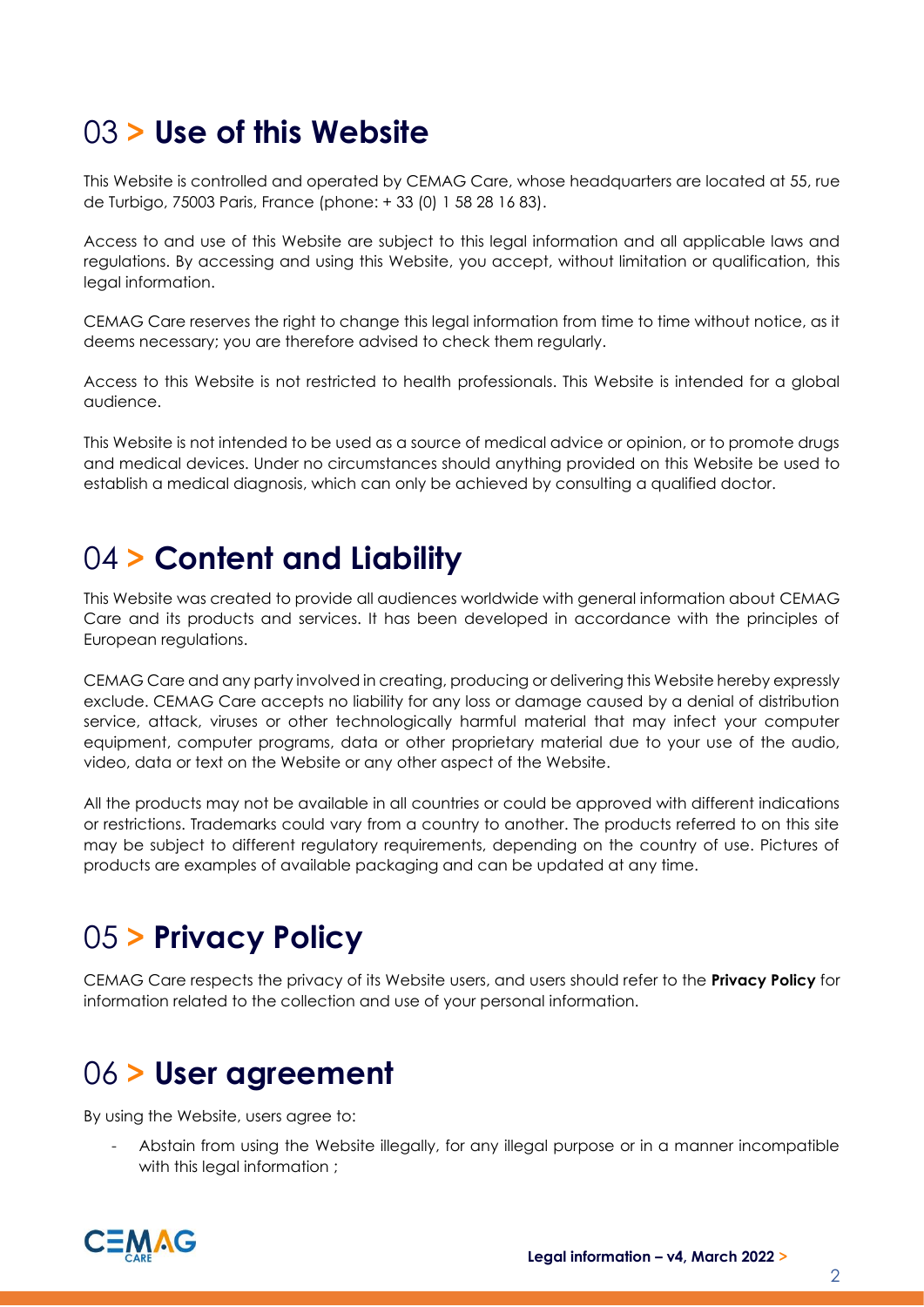## 03 > **Use of this Website**

This Website is controlled and operated by CEMAG Care, whose headquarters are located at 55, rue de Turbigo, 75003 Paris, France (phone: + 33 (0) 1 58 28 16 83).

Access to and use of this Website are subject to this legal information and all applicable laws and regulations. By accessing and using this Website, you accept, without limitation or qualification, this legal information.

CEMAG Care reserves the right to change this legal information from time to time without notice, as it deems necessary; you are therefore advised to check them regularly.

Access to this Website is not restricted to health professionals. This Website is intended for a global audience.

This Website is not intended to be used as a source of medical advice or opinion, or to promote drugs and medical devices. Under no circumstances should anything provided on this Website be used to establish a medical diagnosis, which can only be achieved by consulting a qualified doctor.

## 04 > **Content and Liability**

This Website was created to provide all audiences worldwide with general information about CEMAG Care and its products and services. It has been developed in accordance with the principles of European regulations.

CEMAG Care and any party involved in creating, producing or delivering this Website hereby expressly exclude. CEMAG Care accepts no liability for any loss or damage caused by a denial of distribution service, attack, viruses or other technologically harmful material that may infect your computer equipment, computer programs, data or other proprietary material due to your use of the audio, video, data or text on the Website or any other aspect of the Website.

All the products may not be available in all countries or could be approved with different indications or restrictions. Trademarks could vary from a country to another. The products referred to on this site may be subject to different regulatory requirements, depending on the country of use. Pictures of products are examples of available packaging and can be updated at any time.

## 05 > **Privacy Policy**

CEMAG Care respects the privacy of its Website users, and users should refer to the **Privacy Policy** for information related to the collection and use of your personal information.

## 06 > **User agreement**

By using the Website, users agree to:

- Abstain from using the Website illegally, for any illegal purpose or in a manner incompatible with this legal information ;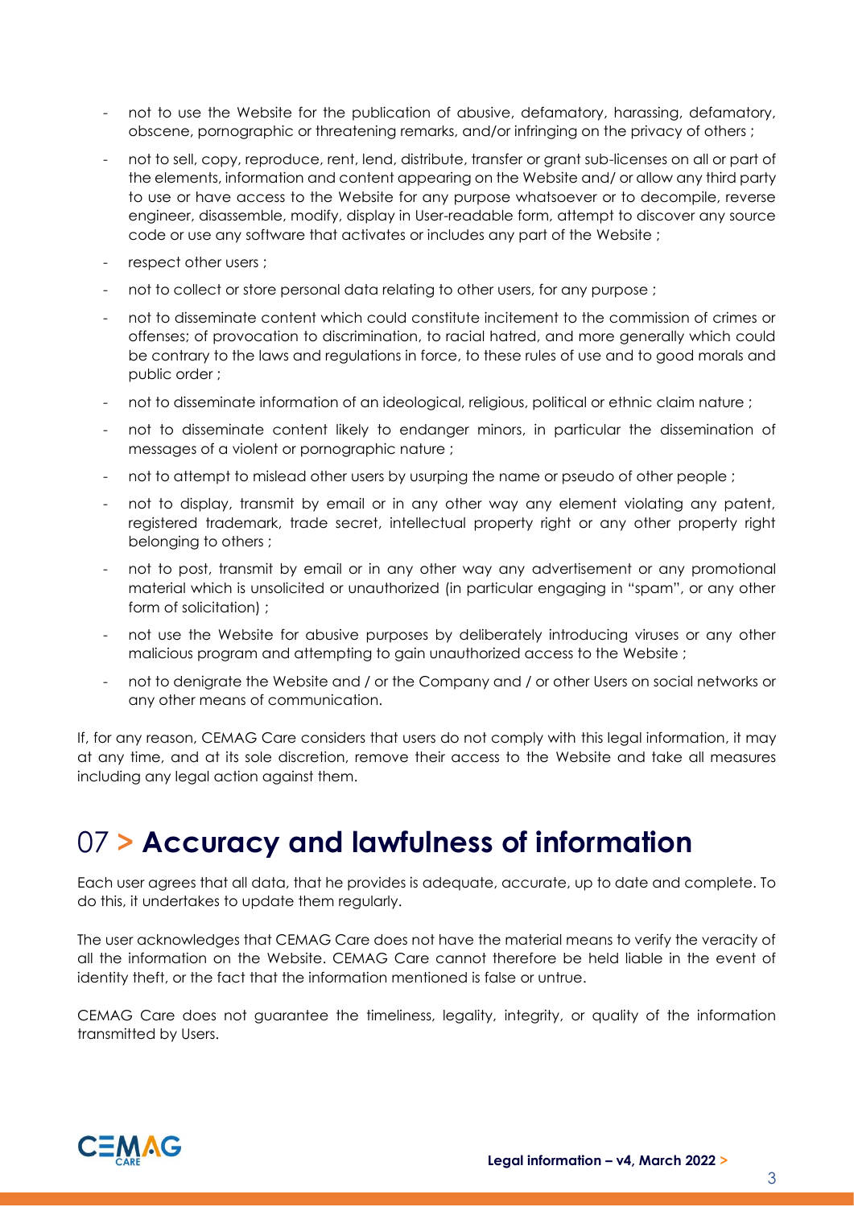- not to use the Website for the publication of abusive, defamatory, harassing, defamatory, obscene, pornographic or threatening remarks, and/or infringing on the privacy of others ;
- not to sell, copy, reproduce, rent, lend, distribute, transfer or grant sub-licenses on all or part of the elements, information and content appearing on the Website and/ or allow any third party to use or have access to the Website for any purpose whatsoever or to decompile, reverse engineer, disassemble, modify, display in User-readable form, attempt to discover any source code or use any software that activates or includes any part of the Website ;
- respect other users ;
- not to collect or store personal data relating to other users, for any purpose ;
- not to disseminate content which could constitute incitement to the commission of crimes or offenses; of provocation to discrimination, to racial hatred, and more generally which could be contrary to the laws and regulations in force, to these rules of use and to good morals and public order ;
- not to disseminate information of an ideological, religious, political or ethnic claim nature ;
- not to disseminate content likely to endanger minors, in particular the dissemination of messages of a violent or pornographic nature ;
- not to attempt to mislead other users by usurping the name or pseudo of other people ;
- not to display, transmit by email or in any other way any element violating any patent, registered trademark, trade secret, intellectual property right or any other property right belonging to others ;
- not to post, transmit by email or in any other way any advertisement or any promotional material which is unsolicited or unauthorized (in particular engaging in "spam", or any other form of solicitation) ;
- not use the Website for abusive purposes by deliberately introducing viruses or any other malicious program and attempting to gain unauthorized access to the Website ;
- not to denigrate the Website and / or the Company and / or other Users on social networks or any other means of communication.

If, for any reason, CEMAG Care considers that users do not comply with this legal information, it may at any time, and at its sole discretion, remove their access to the Website and take all measures including any legal action against them.

# 07 > **Accuracy and lawfulness of information**

Each user agrees that all data, that he provides is adequate, accurate, up to date and complete. To do this, it undertakes to update them regularly.

The user acknowledges that CEMAG Care does not have the material means to verify the veracity of all the information on the Website. CEMAG Care cannot therefore be held liable in the event of identity theft, or the fact that the information mentioned is false or untrue.

CEMAG Care does not guarantee the timeliness, legality, integrity, or quality of the information transmitted by Users.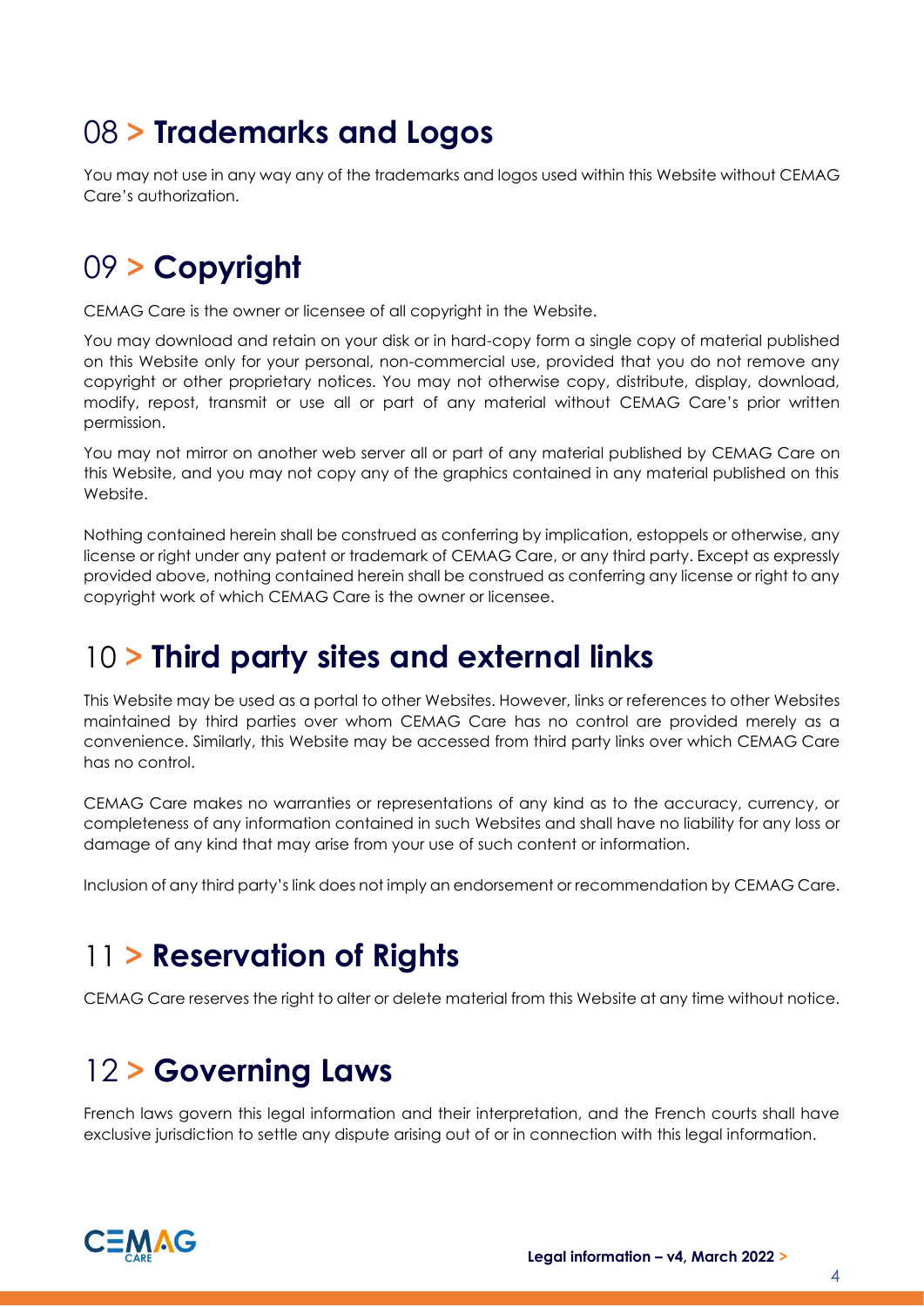## 08 > **Trademarks and Logos**

You may not use in any way any of the trademarks and logos used within this Website without CEMAG Care's authorization.

## 09 > **Copyright**

CEMAG Care is the owner or licensee of all copyright in the Website.

You may download and retain on your disk or in hard-copy form a single copy of material published on this Website only for your personal, non-commercial use, provided that you do not remove any copyright or other proprietary notices. You may not otherwise copy, distribute, display, download, modify, repost, transmit or use all or part of any material without CEMAG Care's prior written permission.

You may not mirror on another web server all or part of any material published by CEMAG Care on this Website, and you may not copy any of the graphics contained in any material published on this Website.

Nothing contained herein shall be construed as conferring by implication, estoppels or otherwise, any license or right under any patent or trademark of CEMAG Care, or any third party. Except as expressly provided above, nothing contained herein shall be construed as conferring any license or right to any copyright work of which CEMAG Care is the owner or licensee.

## 10 > **Third party sites and external links**

This Website may be used as a portal to other Websites. However, links or references to other Websites maintained by third parties over whom CEMAG Care has no control are provided merely as a convenience. Similarly, this Website may be accessed from third party links over which CEMAG Care has no control.

CEMAG Care makes no warranties or representations of any kind as to the accuracy, currency, or completeness of any information contained in such Websites and shall have no liability for any loss or damage of any kind that may arise from your use of such content or information.

Inclusion of any third party's link does not imply an endorsement or recommendation by CEMAG Care.

## 11 > **Reservation of Rights**

CEMAG Care reserves the right to alter or delete material from this Website at any time without notice.

## 12 > **Governing Laws**

French laws govern this legal information and their interpretation, and the French courts shall have exclusive jurisdiction to settle any dispute arising out of or in connection with this legal information.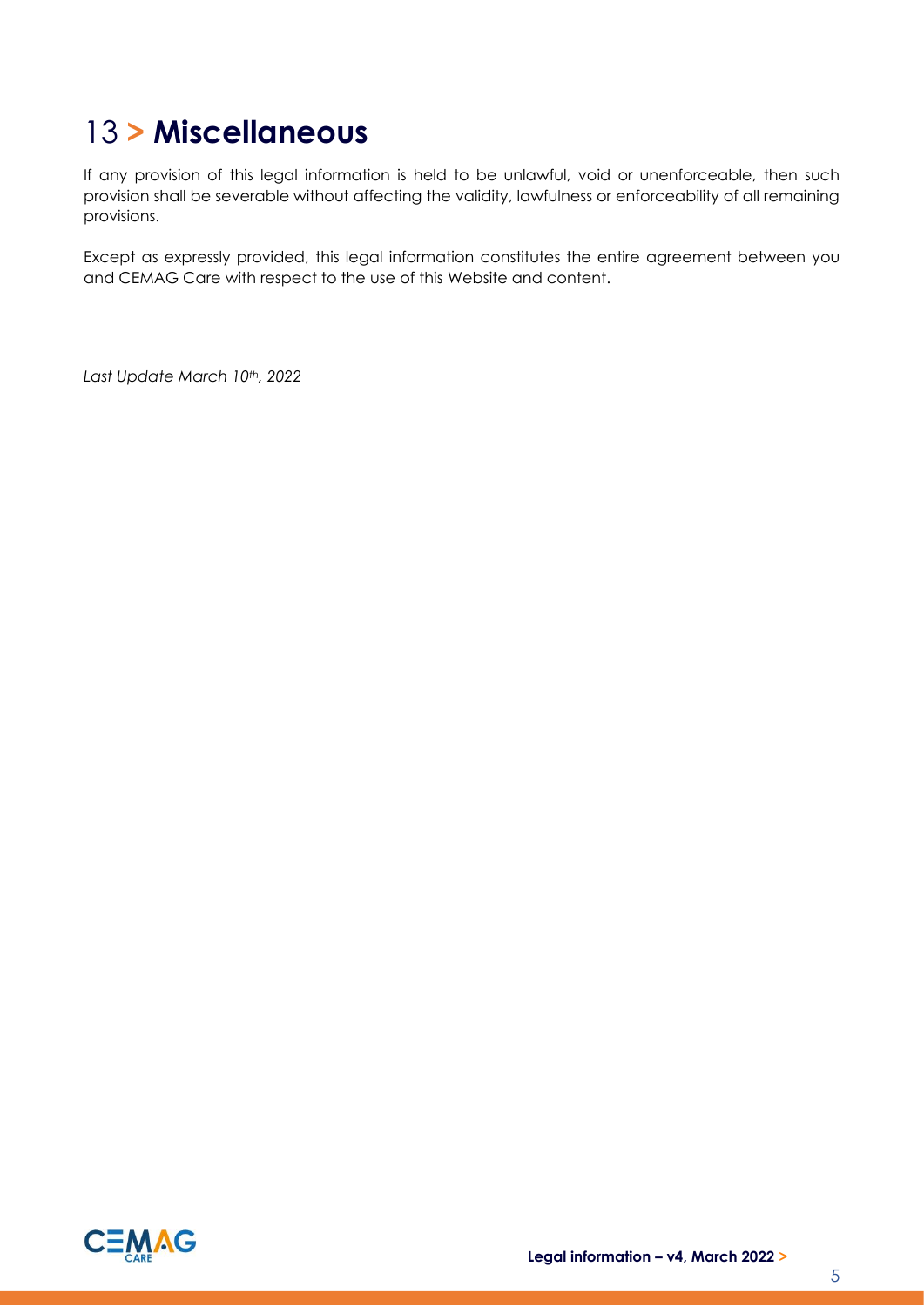# 13 > **Miscellaneous**

If any provision of this legal information is held to be unlawful, void or unenforceable, then such provision shall be severable without affecting the validity, lawfulness or enforceability of all remaining provisions.

Except as expressly provided, this legal information constitutes the entire agreement between you and CEMAG Care with respect to the use of this Website and content.

*Last Update March 10th, 2022*